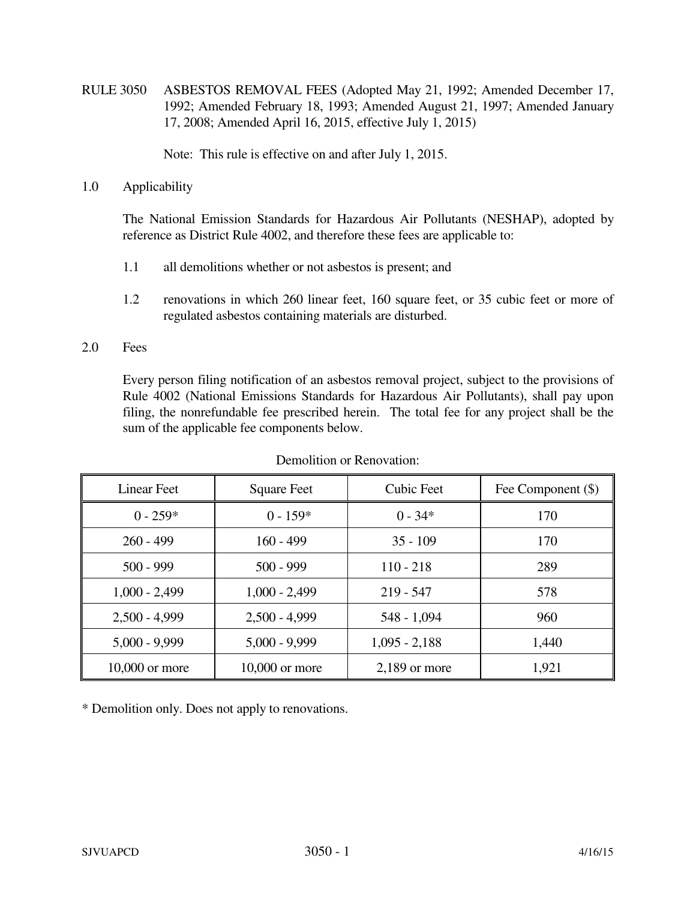RULE 3050 ASBESTOS REMOVAL FEES (Adopted May 21, 1992; Amended December 17, 1992; Amended February 18, 1993; Amended August 21, 1997; Amended January 17, 2008; Amended April 16, 2015, effective July 1, 2015)

Note: This rule is effective on and after July 1, 2015.

## 1.0 Applicability

The National Emission Standards for Hazardous Air Pollutants (NESHAP), adopted by reference as District Rule 4002, and therefore these fees are applicable to:

1.1 all demolitions whether or not asbestos is present; and

1.2 renovations in which 260 linear feet, 160 square feet, or 35 cubic feet or more of regulated asbestos containing materials are disturbed.

## 2.0 Fees

Every person filing notification of an asbestos removal project, subject to the provisions of Rule 4002 (National Emissions Standards for Hazardous Air Pollutants), shall pay upon filing, the nonrefundable fee prescribed herein. The total fee for any project shall be the sum of the applicable fee components below.

Demolition or Renovation:

| Linear Feet | Square Feet | Cubic Feet | Fee Component ($) |
|---|---|---|---|
| 0 - 259* | 0 - 159* | 0 - 34* | 170 |
| 260 - 499 | 160 - 499 | 35 - 109 | 170 |
| 500 - 999 | 500 - 999 | 110 - 218 | 289 |
| 1,000 - 2,499 | 1,000 - 2,499 | 219 - 547 | 578 |
| 2,500 - 4,999 | 2,500 - 4,999 | 548 - 1,094 | 960 |
| 5,000 - 9,999 | 5,000 - 9,999 | 1,095 - 2,188 | 1,440 |
| 10,000 or more | 10,000 or more | 2,189 or more | 1,921 |

* Demolition only. Does not apply to renovations.